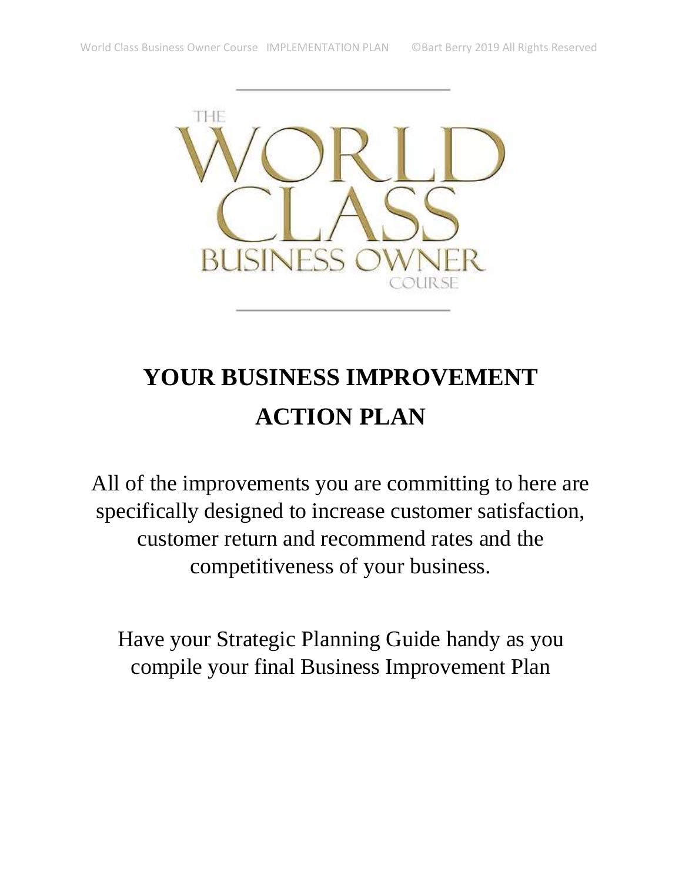THE WORLD CLASS BUSINESS OWNER COURSE

# YOUR BUSINESS IMPROVEMENT ACTION PLAN

All of the improvements you are committing to here are specifically designed to increase customer satisfaction, customer return and recommend rates and the competitiveness of your business.

Have your Strategic Planning Guide handy as you compile your final Business Improvement Plan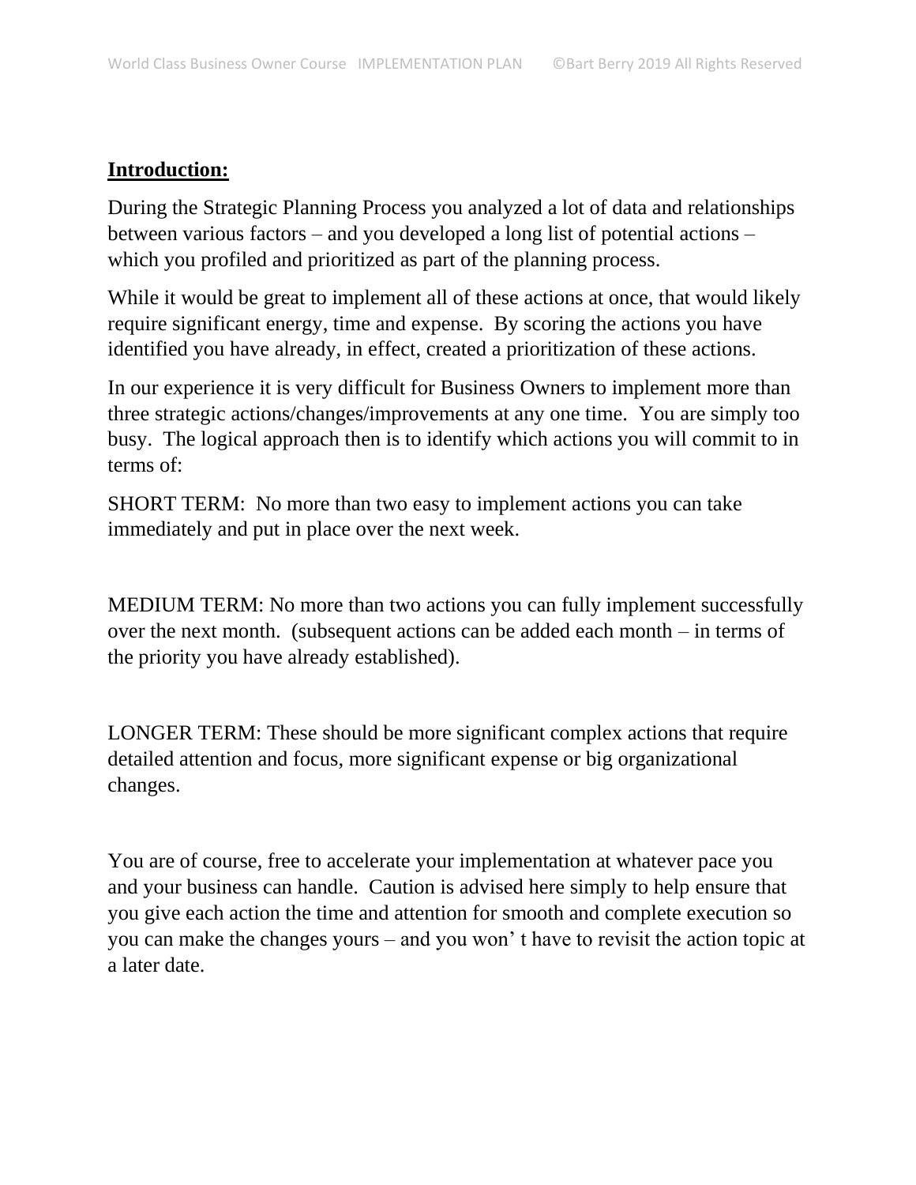**<u>Introduction:</u>**

During the Strategic Planning Process you analyzed a lot of data and relationships between various factors – and you developed a long list of potential actions – which you profiled and prioritized as part of the planning process.

While it would be great to implement all of these actions at once, that would likely require significant energy, time and expense. By scoring the actions you have identified you have already, in effect, created a prioritization of these actions.

In our experience it is very difficult for Business Owners to implement more than three strategic actions/changes/improvements at any one time. You are simply too busy. The logical approach then is to identify which actions you will commit to in terms of:

SHORT TERM: No more than two easy to implement actions you can take immediately and put in place over the next week.

MEDIUM TERM: No more than two actions you can fully implement successfully over the next month. (subsequent actions can be added each month – in terms of the priority you have already established).

LONGER TERM: These should be more significant complex actions that require detailed attention and focus, more significant expense or big organizational changes.

You are of course, free to accelerate your implementation at whatever pace you and your business can handle. Caution is advised here simply to help ensure that you give each action the time and attention for smooth and complete execution so you can make the changes yours – and you won' t have to revisit the action topic at a later date.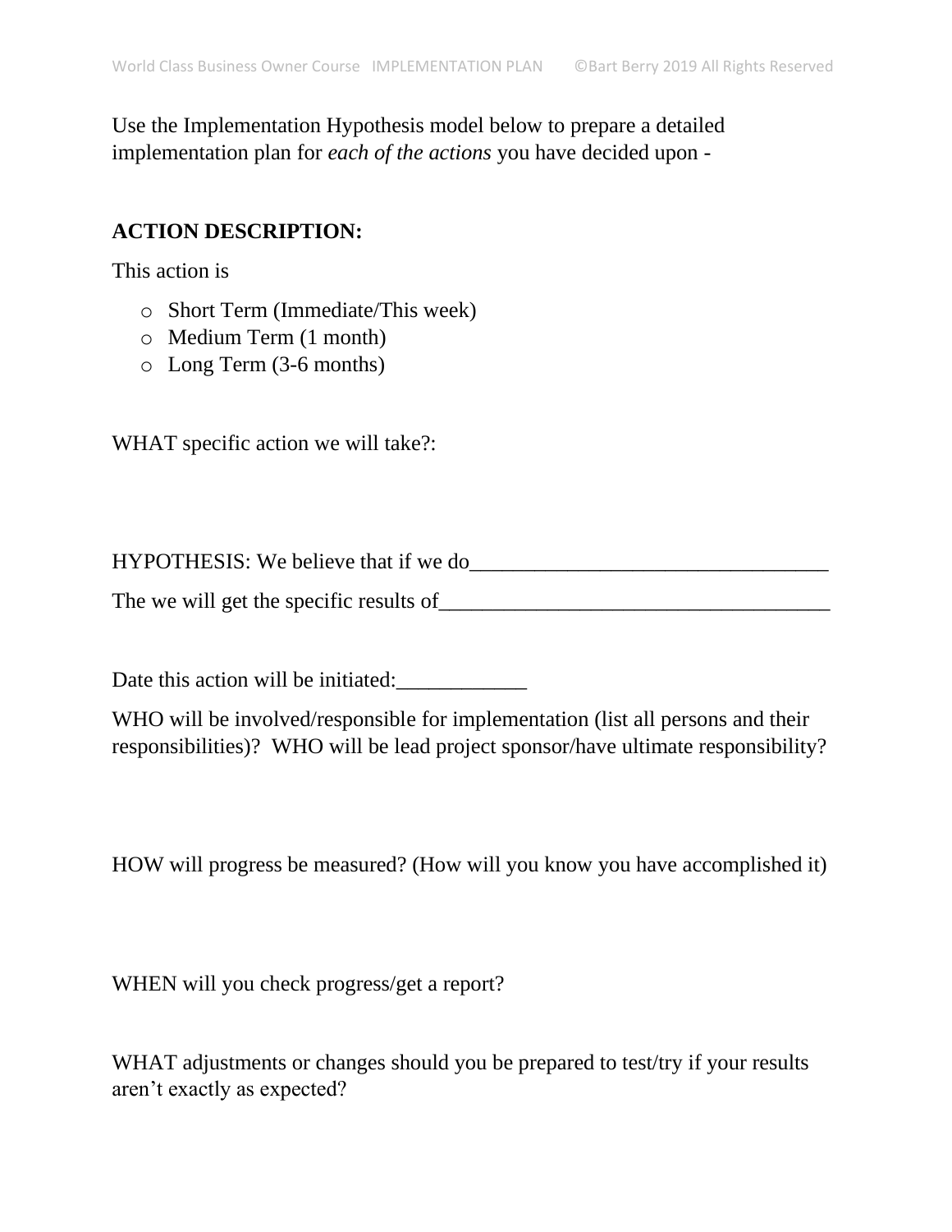Use the Implementation Hypothesis model below to prepare a detailed implementation plan for *each of the actions* you have decided upon -

**ACTION DESCRIPTION:**

This action is

- Short Term (Immediate/This week)
- Medium Term (1 month)
- Long Term (3-6 months)

WHAT specific action we will take?:

HYPOTHESIS: We believe that if we do_________________________________

The we will get the specific results of____________________________________

Date this action will be initiated:____________

WHO will be involved/responsible for implementation (list all persons and their responsibilities)? WHO will be lead project sponsor/have ultimate responsibility?

HOW will progress be measured? (How will you know you have accomplished it)

WHEN will you check progress/get a report?

WHAT adjustments or changes should you be prepared to test/try if your results aren't exactly as expected?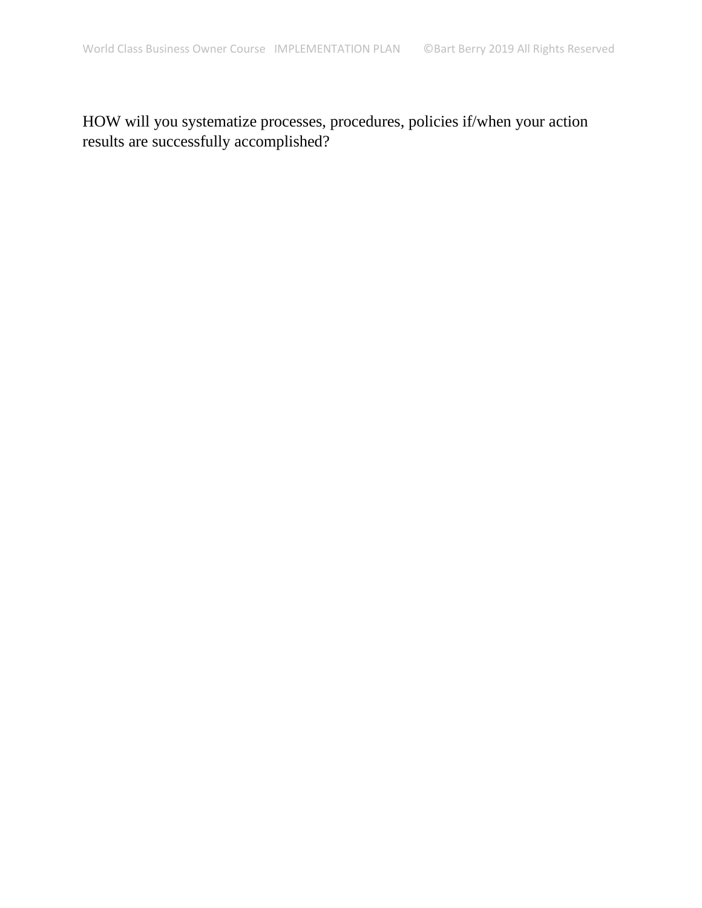HOW will you systematize processes, procedures, policies if/when your action results are successfully accomplished?